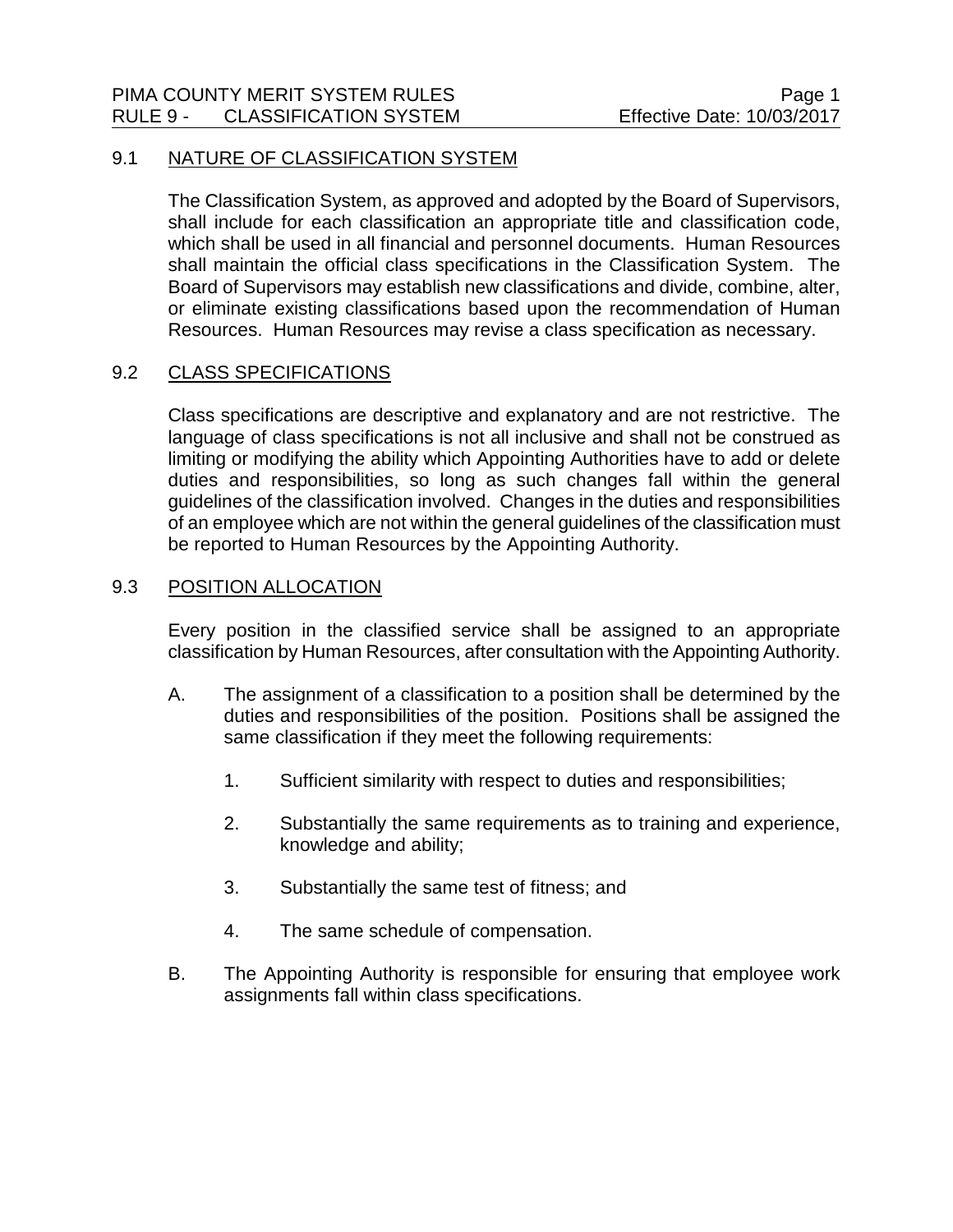## 9.1 NATURE OF CLASSIFICATION SYSTEM

The Classification System, as approved and adopted by the Board of Supervisors, shall include for each classification an appropriate title and classification code, which shall be used in all financial and personnel documents. Human Resources shall maintain the official class specifications in the Classification System. The Board of Supervisors may establish new classifications and divide, combine, alter, or eliminate existing classifications based upon the recommendation of Human Resources. Human Resources may revise a class specification as necessary.

## 9.2 CLASS SPECIFICATIONS

Class specifications are descriptive and explanatory and are not restrictive. The language of class specifications is not all inclusive and shall not be construed as limiting or modifying the ability which Appointing Authorities have to add or delete duties and responsibilities, so long as such changes fall within the general guidelines of the classification involved. Changes in the duties and responsibilities of an employee which are not within the general guidelines of the classification must be reported to Human Resources by the Appointing Authority.

## 9.3 POSITION ALLOCATION

Every position in the classified service shall be assigned to an appropriate classification by Human Resources, after consultation with the Appointing Authority.

A. The assignment of a classification to a position shall be determined by the duties and responsibilities of the position. Positions shall be assigned the same classification if they meet the following requirements:

   1. Sufficient similarity with respect to duties and responsibilities;

   2. Substantially the same requirements as to training and experience, knowledge and ability;

   3. Substantially the same test of fitness; and

   4. The same schedule of compensation.

B. The Appointing Authority is responsible for ensuring that employee work assignments fall within class specifications.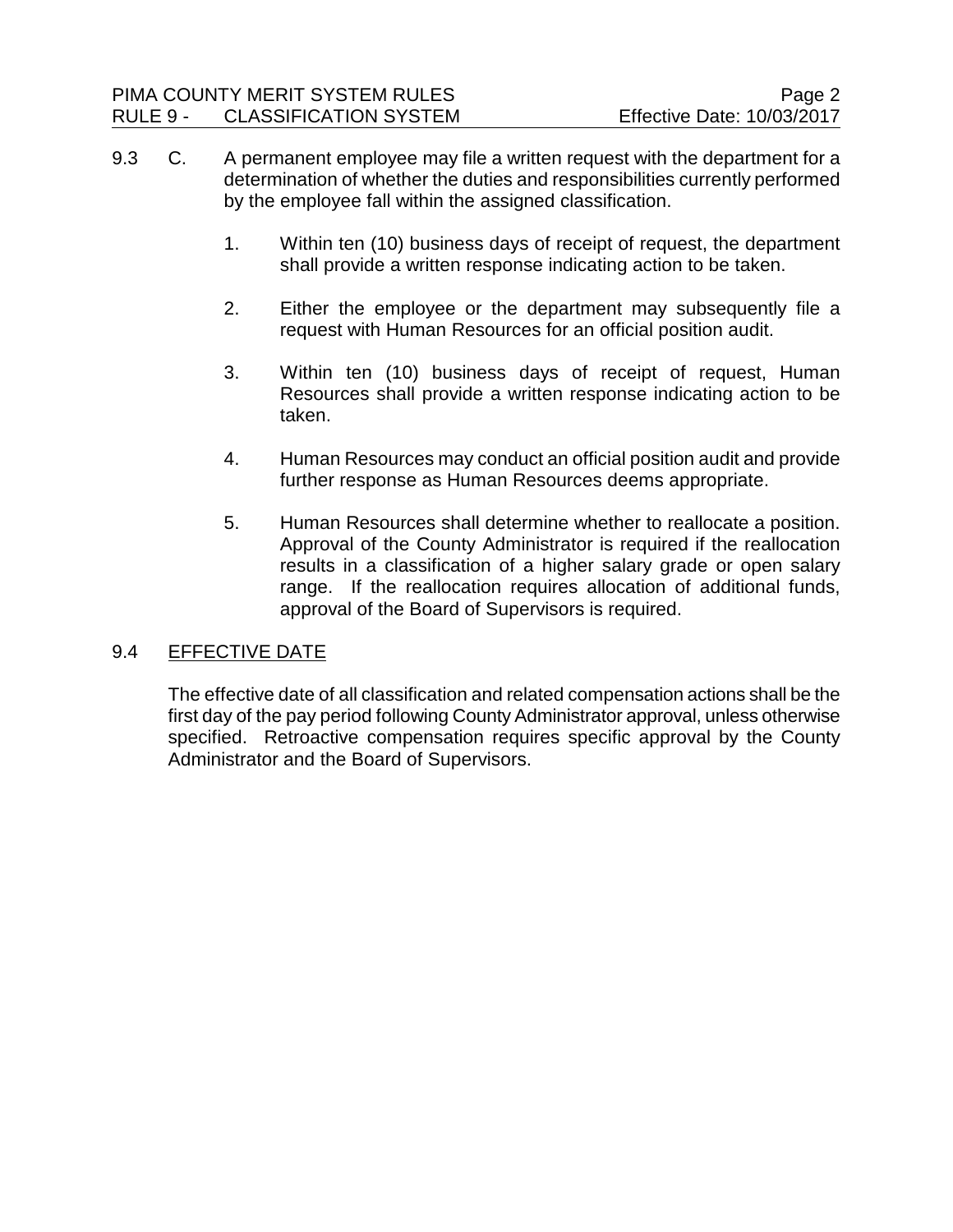9.3 C. A permanent employee may file a written request with the department for a determination of whether the duties and responsibilities currently performed by the employee fall within the assigned classification.

1. Within ten (10) business days of receipt of request, the department shall provide a written response indicating action to be taken.

2. Either the employee or the department may subsequently file a request with Human Resources for an official position audit.

3. Within ten (10) business days of receipt of request, Human Resources shall provide a written response indicating action to be taken.

4. Human Resources may conduct an official position audit and provide further response as Human Resources deems appropriate.

5. Human Resources shall determine whether to reallocate a position. Approval of the County Administrator is required if the reallocation results in a classification of a higher salary grade or open salary range. If the reallocation requires allocation of additional funds, approval of the Board of Supervisors is required.

## 9.4 EFFECTIVE DATE

The effective date of all classification and related compensation actions shall be the first day of the pay period following County Administrator approval, unless otherwise specified. Retroactive compensation requires specific approval by the County Administrator and the Board of Supervisors.